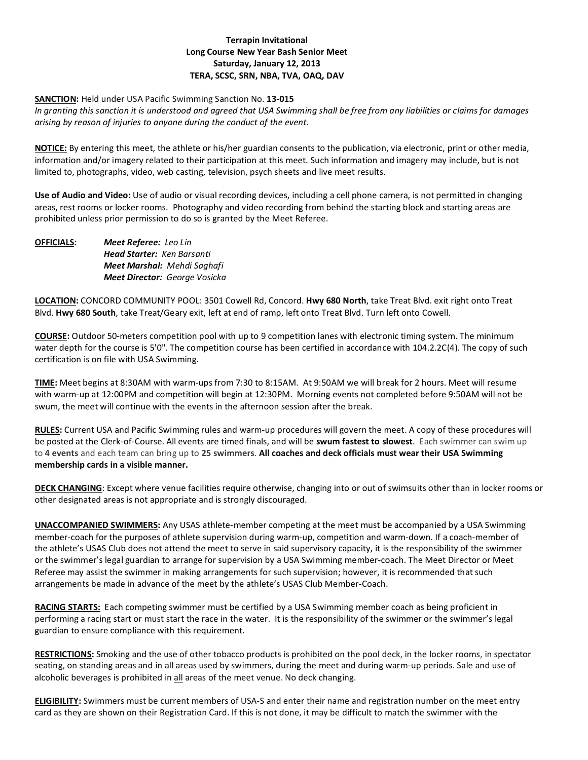**Terrapin Invitational**
**Long Course New Year Bash Senior Meet**
**Saturday, January 12, 2013**
**TERA, SCSC, SRN, NBA, TVA, OAQ, DAV**

**SANCTION:** Held under USA Pacific Swimming Sanction No. **13-015**
*In granting this sanction it is understood and agreed that USA Swimming shall be free from any liabilities or claims for damages arising by reason of injuries to anyone during the conduct of the event.*

**NOTICE:** By entering this meet, the athlete or his/her guardian consents to the publication, via electronic, print or other media, information and/or imagery related to their participation at this meet. Such information and imagery may include, but is not limited to, photographs, video, web casting, television, psych sheets and live meet results.

**Use of Audio and Video:** Use of audio or visual recording devices, including a cell phone camera, is not permitted in changing areas, rest rooms or locker rooms. Photography and video recording from behind the starting block and starting areas are prohibited unless prior permission to do so is granted by the Meet Referee.

**OFFICIALS:**
***Meet Referee:*** *Leo Lin*
***Head Starter:*** *Ken Barsanti*
***Meet Marshal:*** *Mehdi Saghafi*
***Meet Director:*** *George Vosicka*

**LOCATION:** CONCORD COMMUNITY POOL: 3501 Cowell Rd, Concord. **Hwy 680 North**, take Treat Blvd. exit right onto Treat Blvd. **Hwy 680 South**, take Treat/Geary exit, left at end of ramp, left onto Treat Blvd. Turn left onto Cowell.

**COURSE:** Outdoor 50-meters competition pool with up to 9 competition lanes with electronic timing system. The minimum water depth for the course is 5'0". The competition course has been certified in accordance with 104.2.2C(4). The copy of such certification is on file with USA Swimming.

**TIME:** Meet begins at 8:30AM with warm-ups from 7:30 to 8:15AM. At 9:50AM we will break for 2 hours. Meet will resume with warm-up at 12:00PM and competition will begin at 12:30PM. Morning events not completed before 9:50AM will not be swum, the meet will continue with the events in the afternoon session after the break.

**RULES:** Current USA and Pacific Swimming rules and warm-up procedures will govern the meet. A copy of these procedures will be posted at the Clerk-of-Course. All events are timed finals, and will be **swum fastest to slowest**. Each swimmer can swim up to **4 events** and each team can bring up to **25 swimmers**. **All coaches and deck officials must wear their USA Swimming membership cards in a visible manner.**

**DECK CHANGING**: Except where venue facilities require otherwise, changing into or out of swimsuits other than in locker rooms or other designated areas is not appropriate and is strongly discouraged.

**UNACCOMPANIED SWIMMERS:** Any USAS athlete-member competing at the meet must be accompanied by a USA Swimming member-coach for the purposes of athlete supervision during warm-up, competition and warm-down. If a coach-member of the athlete's USAS Club does not attend the meet to serve in said supervisory capacity, it is the responsibility of the swimmer or the swimmer's legal guardian to arrange for supervision by a USA Swimming member-coach. The Meet Director or Meet Referee may assist the swimmer in making arrangements for such supervision; however, it is recommended that such arrangements be made in advance of the meet by the athlete's USAS Club Member-Coach.

**RACING STARTS:** Each competing swimmer must be certified by a USA Swimming member coach as being proficient in performing a racing start or must start the race in the water. It is the responsibility of the swimmer or the swimmer's legal guardian to ensure compliance with this requirement.

**RESTRICTIONS:** Smoking and the use of other tobacco products is prohibited on the pool deck, in the locker rooms, in spectator seating, on standing areas and in all areas used by swimmers, during the meet and during warm-up periods. Sale and use of alcoholic beverages is prohibited in all areas of the meet venue. No deck changing.

**ELIGIBILITY:** Swimmers must be current members of USA-S and enter their name and registration number on the meet entry card as they are shown on their Registration Card. If this is not done, it may be difficult to match the swimmer with the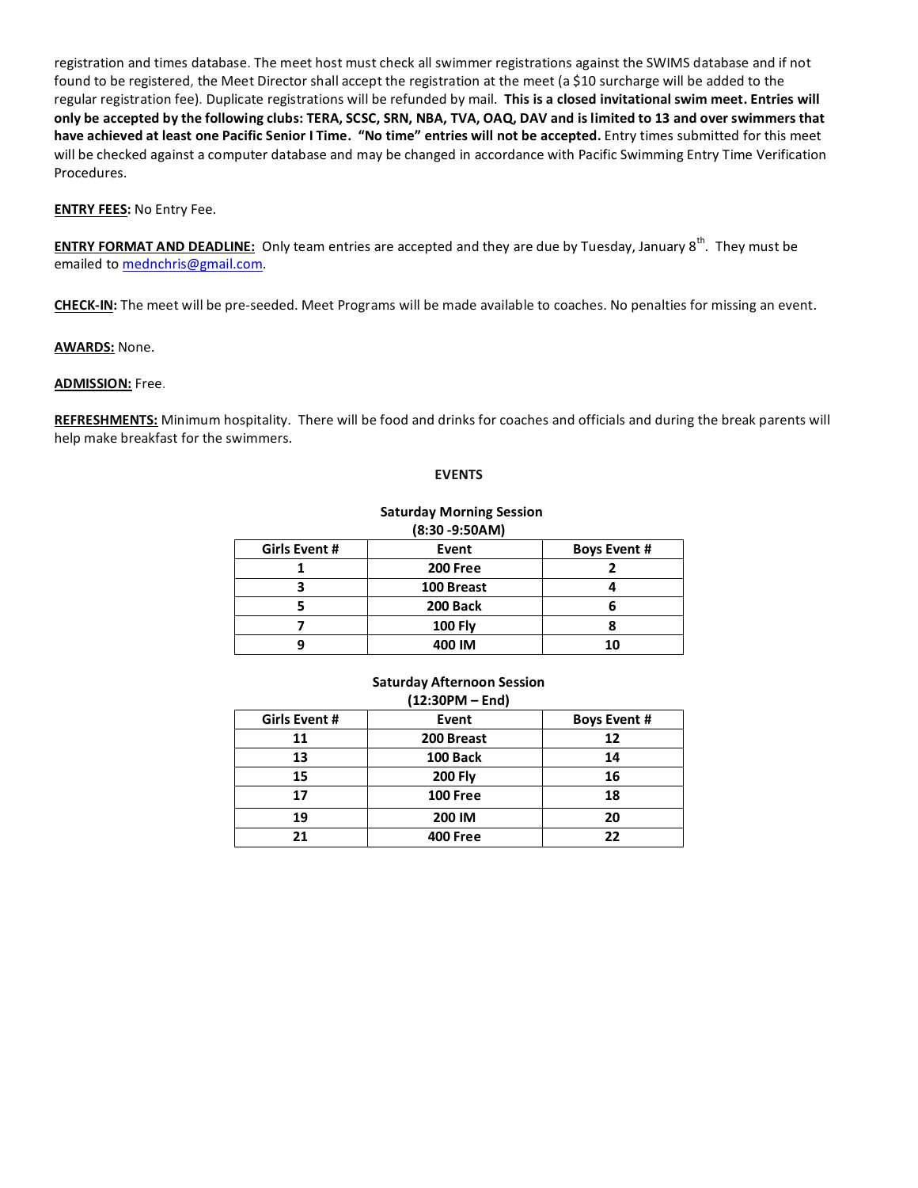registration and times database. The meet host must check all swimmer registrations against the SWIMS database and if not found to be registered, the Meet Director shall accept the registration at the meet (a $10 surcharge will be added to the regular registration fee). Duplicate registrations will be refunded by mail. **This is a closed invitational swim meet. Entries will only be accepted by the following clubs: TERA, SCSC, SRN, NBA, TVA, OAQ, DAV and is limited to 13 and over swimmers that have achieved at least one Pacific Senior I Time. "No time" entries will not be accepted.** Entry times submitted for this meet will be checked against a computer database and may be changed in accordance with Pacific Swimming Entry Time Verification Procedures.

**ENTRY FEES:** No Entry Fee.

**ENTRY FORMAT AND DEADLINE:** Only team entries are accepted and they are due by Tuesday, January 8th. They must be emailed to mednchris@gmail.com.

**CHECK-IN:** The meet will be pre-seeded. Meet Programs will be made available to coaches. No penalties for missing an event.

**AWARDS:** None.

**ADMISSION:** Free.

**REFRESHMENTS:** Minimum hospitality. There will be food and drinks for coaches and officials and during the break parents will help make breakfast for the swimmers.

## EVENTS

**Saturday Morning Session**
**(8:30 -9:50AM)**

| Girls Event # | Event | Boys Event # |
|---|---|---|
| 1 | 200 Free | 2 |
| 3 | 100 Breast | 4 |
| 5 | 200 Back | 6 |
| 7 | 100 Fly | 8 |
| 9 | 400 IM | 10 |

**Saturday Afternoon Session**
**(12:30PM – End)**

| Girls Event # | Event | Boys Event # |
|---|---|---|
| 11 | 200 Breast | 12 |
| 13 | 100 Back | 14 |
| 15 | 200 Fly | 16 |
| 17 | 100 Free | 18 |
| 19 | 200 IM | 20 |
| 21 | 400 Free | 22 |